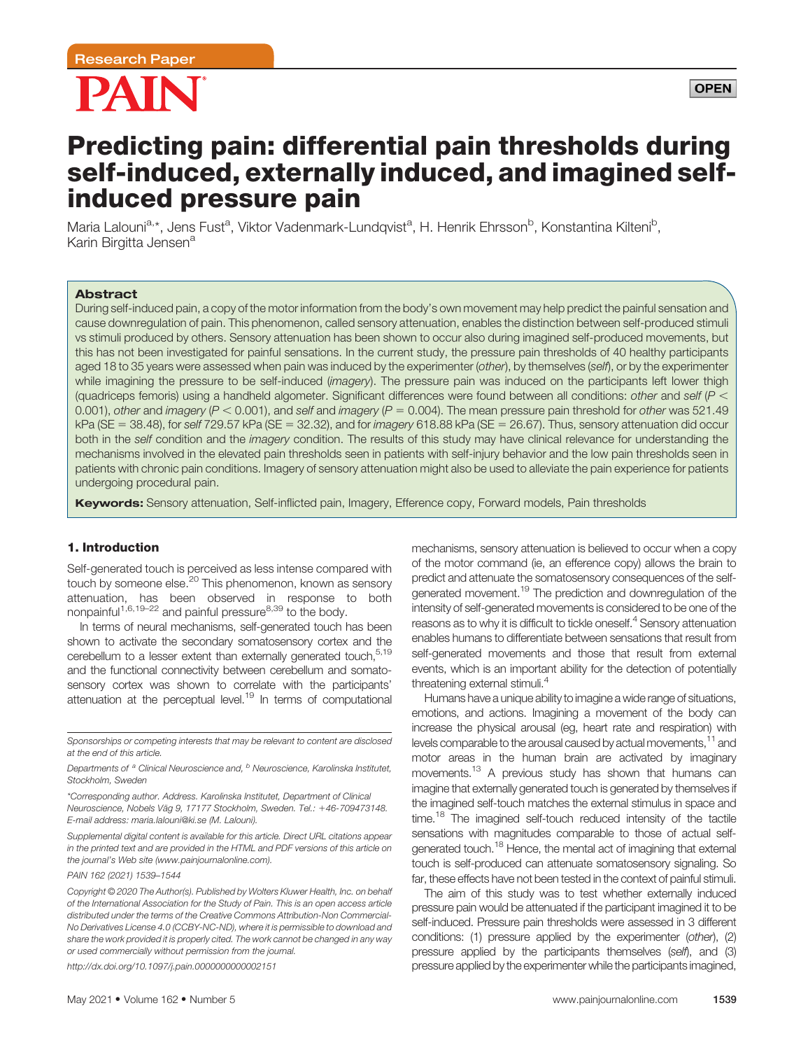Research Paper

# Predicting pain: differential pain thresholds during self-induced, externally induced, and imagined self-induced pressure pain

Maria Lalouni[a,*], Jens Fust[a], Viktor Vadenmark-Lundqvist[a], H. Henrik Ehrsson[b], Konstantina Kilteni[b], Karin Birgitta Jensen[a]

## Abstract

During self-induced pain, a copy of the motor information from the body's own movement may help predict the painful sensation and cause downregulation of pain. This phenomenon, called sensory attenuation, enables the distinction between self-produced stimuli vs stimuli produced by others. Sensory attenuation has been shown to occur also during imagined self-produced movements, but this has not been investigated for painful sensations. In the current study, the pressure pain thresholds of 40 healthy participants aged 18 to 35 years were assessed when pain was induced by the experimenter (*other*), by themselves (*self*), or by the experimenter while imagining the pressure to be self-induced (*imagery*). The pressure pain was induced on the participants left lower thigh (quadriceps femoris) using a handheld algometer. Significant differences were found between all conditions: *other* and *self* ($P < 0.001$), *other* and *imagery* ($P < 0.001$), and *self* and *imagery* ($P = 0.004$). The mean pressure pain threshold for *other* was 521.49 kPa (SE = 38.48), for *self* 729.57 kPa (SE = 32.32), and for *imagery* 618.88 kPa (SE = 26.67). Thus, sensory attenuation did occur both in the *self* condition and the *imagery* condition. The results of this study may have clinical relevance for understanding the mechanisms involved in the elevated pain thresholds seen in patients with self-injury behavior and the low pain thresholds seen in patients with chronic pain conditions. Imagery of sensory attenuation might also be used to alleviate the pain experience for patients undergoing procedural pain.

**Keywords:** Sensory attenuation, Self-inflicted pain, Imagery, Efference copy, Forward models, Pain thresholds

## 1. Introduction

Self-generated touch is perceived as less intense compared with touch by someone else.[20] This phenomenon, known as sensory attenuation, has been observed in response to both nonpainful[1,6,19–22] and painful pressure[8,39] to the body.

In terms of neural mechanisms, self-generated touch has been shown to activate the secondary somatosensory cortex and the cerebellum to a lesser extent than externally generated touch,[5,19] and the functional connectivity between cerebellum and somatosensory cortex was shown to correlate with the participants' attenuation at the perceptual level.[19] In terms of computational mechanisms, sensory attenuation is believed to occur when a copy of the motor command (ie, an efference copy) allows the brain to predict and attenuate the somatosensory consequences of the self-generated movement.[19] The prediction and downregulation of the intensity of self-generated movements is considered to be one of the reasons as to why it is difficult to tickle oneself.[4] Sensory attenuation enables humans to differentiate between sensations that result from self-generated movements and those that result from external events, which is an important ability for the detection of potentially threatening external stimuli.[4]

Humans have a unique ability to imagine a wide range of situations, emotions, and actions. Imagining a movement of the body can increase the physical arousal (eg, heart rate and respiration) with levels comparable to the arousal caused by actual movements,[11] and motor areas in the human brain are activated by imaginary movements.[13] A previous study has shown that humans can imagine that externally generated touch is generated by themselves if the imagined self-touch matches the external stimulus in space and time.[18] The imagined self-touch reduced intensity of the tactile sensations with magnitudes comparable to those of actual self-generated touch.[18] Hence, the mental act of imagining that external touch is self-produced can attenuate somatosensory signaling. So far, these effects have not been tested in the context of painful stimuli.

The aim of this study was to test whether externally induced pressure pain would be attenuated if the participant imagined it to be self-induced. Pressure pain thresholds were assessed in 3 different conditions: (1) pressure applied by the experimenter (*other*), (2) pressure applied by the participants themselves (*self*), and (3) pressure applied by the experimenter while the participants imagined,

---

Sponsorships or competing interests that may be relevant to content are disclosed at the end of this article.

Departments of [a] Clinical Neuroscience and, [b] Neuroscience, Karolinska Institutet, Stockholm, Sweden

*Corresponding author. Address. Karolinska Institutet, Department of Clinical Neuroscience, Nobels Väg 9, 17177 Stockholm, Sweden. Tel.: +46-709473148. E-mail address: maria.lalouni@ki.se (M. Lalouni).

Supplemental digital content is available for this article. Direct URL citations appear in the printed text and are provided in the HTML and PDF versions of this article on the journal's Web site (www.painjournalonline.com).

PAIN 162 (2021) 1539–1544

Copyright © 2020 The Author(s). Published by Wolters Kluwer Health, Inc. on behalf of the International Association for the Study of Pain. This is an open access article distributed under the terms of the Creative Commons Attribution-Non Commercial-No Derivatives License 4.0 (CCBY-NC-ND), where it is permissible to download and share the work provided it is properly cited. The work cannot be changed in any way or used commercially without permission from the journal.

http://dx.doi.org/10.1097/j.pain.0000000000002151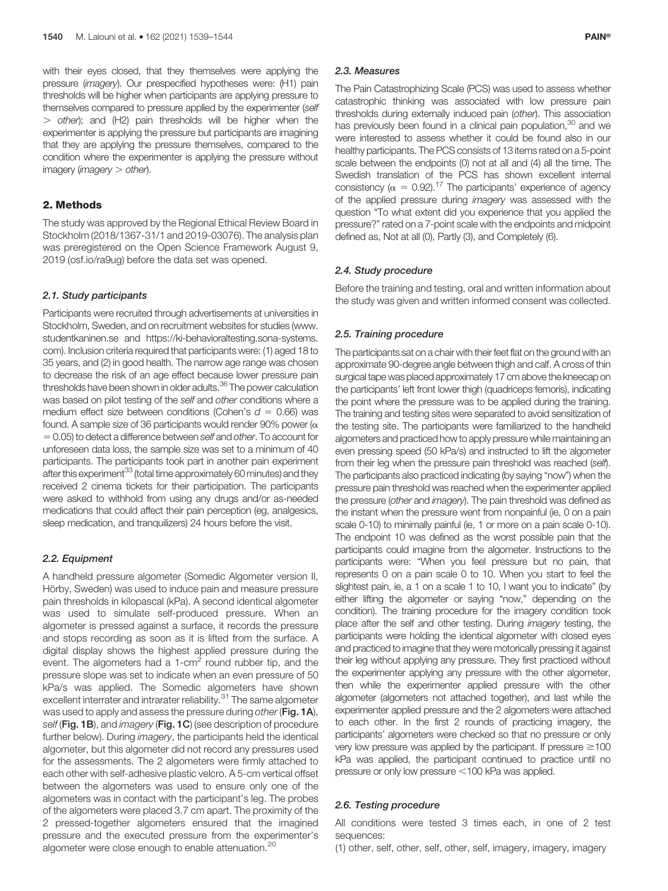with their eyes closed, that they themselves were applying the pressure (*imagery*). Our prespecified hypotheses were: (H1) pain thresholds will be higher when participants are applying pressure to themselves compared to pressure applied by the experimenter (*self* > *other*); and (H2) pain thresholds will be higher when the experimenter is applying the pressure but participants are imagining that they are applying the pressure themselves, compared to the condition where the experimenter is applying the pressure without imagery (*imagery* > *other*).

## 2. Methods

The study was approved by the Regional Ethical Review Board in Stockholm (2018/1367-31/1 and 2019-03076). The analysis plan was preregistered on the Open Science Framework August 9, 2019 (osf.io/ra9ug) before the data set was opened.

### 2.1. Study participants

Participants were recruited through advertisements at universities in Stockholm, Sweden, and on recruitment websites for studies (www.studentkaninen.se and https://ki-behavioraltesting.sona-systems.com). Inclusion criteria required that participants were: (1) aged 18 to 35 years, and (2) in good health. The narrow age range was chosen to decrease the risk of an age effect because lower pressure pain thresholds have been shown in older adults.[36] The power calculation was based on pilot testing of the *self* and *other* conditions where a medium effect size between conditions (Cohen's $d$ = 0.66) was found. A sample size of 36 participants would render 90% power ($\alpha$ = 0.05) to detect a difference between *self* and *other*. To account for unforeseen data loss, the sample size was set to a minimum of 40 participants. The participants took part in another pain experiment after this experiment[33] (total time approximately 60 minutes) and they received 2 cinema tickets for their participation. The participants were asked to withhold from using any drugs and/or as-needed medications that could affect their pain perception (eg, analgesics, sleep medication, and tranquilizers) 24 hours before the visit.

### 2.2. Equipment

A handheld pressure algometer (Somedic Algometer version II, Hörby, Sweden) was used to induce pain and measure pressure pain thresholds in kilopascal (kPa). A second identical algometer was used to simulate self-produced pressure. When an algometer is pressed against a surface, it records the pressure and stops recording as soon as it is lifted from the surface. A digital display shows the highest applied pressure during the event. The algometers had a 1-cm$^2$ round rubber tip, and the pressure slope was set to indicate when an even pressure of 50 kPa/s was applied. The Somedic algometers have shown excellent interrater and intrarater reliability.[31] The same algometer was used to apply and assess the pressure during *other* (**Fig. 1A**), *self* (**Fig. 1B**), and *imagery* (**Fig. 1C**) (see description of procedure further below). During *imagery*, the participants held the identical algometer, but this algometer did not record any pressures used for the assessments. The 2 algometers were firmly attached to each other with self-adhesive plastic velcro. A 5-cm vertical offset between the algometers was used to ensure only one of the algometers was in contact with the participant's leg. The probes of the algometers were placed 3.7 cm apart. The proximity of the 2 pressed-together algometers ensured that the imagined pressure and the executed pressure from the experimenter's algometer were close enough to enable attenuation.[20]

### 2.3. Measures

The Pain Catastrophizing Scale (PCS) was used to assess whether catastrophic thinking was associated with low pressure pain thresholds during externally induced pain (*other*). This association has previously been found in a clinical pain population,[30] and we were interested to assess whether it could be found also in our healthy participants. The PCS consists of 13 items rated on a 5-point scale between the endpoints (0) not at all and (4) all the time. The Swedish translation of the PCS has shown excellent internal consistency ($\alpha$ = 0.92).[17] The participants' experience of agency of the applied pressure during *imagery* was assessed with the question "To what extent did you experience that you applied the pressure?" rated on a 7-point scale with the endpoints and midpoint defined as, Not at all (0), Partly (3), and Completely (6).

### 2.4. Study procedure

Before the training and testing, oral and written information about the study was given and written informed consent was collected.

### 2.5. Training procedure

The participants sat on a chair with their feet flat on the ground with an approximate 90-degree angle between thigh and calf. A cross of thin surgical tape was placed approximately 17 cm above the kneecap on the participants' left front lower thigh (quadriceps femoris), indicating the point where the pressure was to be applied during the training. The training and testing sites were separated to avoid sensitization of the testing site. The participants were familiarized to the handheld algometers and practiced how to apply pressure while maintaining an even pressing speed (50 kPa/s) and instructed to lift the algometer from their leg when the pressure pain threshold was reached (*self*). The participants also practiced indicating (by saying "now") when the pressure pain threshold was reached when the experimenter applied the pressure (*other* and *imagery*). The pain threshold was defined as the instant when the pressure went from nonpainful (ie, 0 on a pain scale 0-10) to minimally painful (ie, 1 or more on a pain scale 0-10). The endpoint 10 was defined as the worst possible pain that the participants could imagine from the algometer. Instructions to the participants were: "When you feel pressure but no pain, that represents 0 on a pain scale 0 to 10. When you start to feel the slightest pain, ie, a 1 on a scale 1 to 10, I want you to indicate" (by either lifting the algometer or saying "now," depending on the condition). The training procedure for the imagery condition took place after the self and other testing. During *imagery* testing, the participants were holding the identical algometer with closed eyes and practiced to imagine that they were motorically pressing it against their leg without applying any pressure. They first practiced without the experimenter applying any pressure with the other algometer, then while the experimenter applied pressure with the other algometer (algometers not attached together), and last while the experimenter applied pressure and the 2 algometers were attached to each other. In the first 2 rounds of practicing imagery, the participants' algometers were checked so that no pressure or only very low pressure was applied by the participant. If pressure ≥100 kPa was applied, the participant continued to practice until no pressure or only low pressure <100 kPa was applied.

### 2.6. Testing procedure

All conditions were tested 3 times each, in one of 2 test sequences:

(1) other, self, other, self, other, self, imagery, imagery, imagery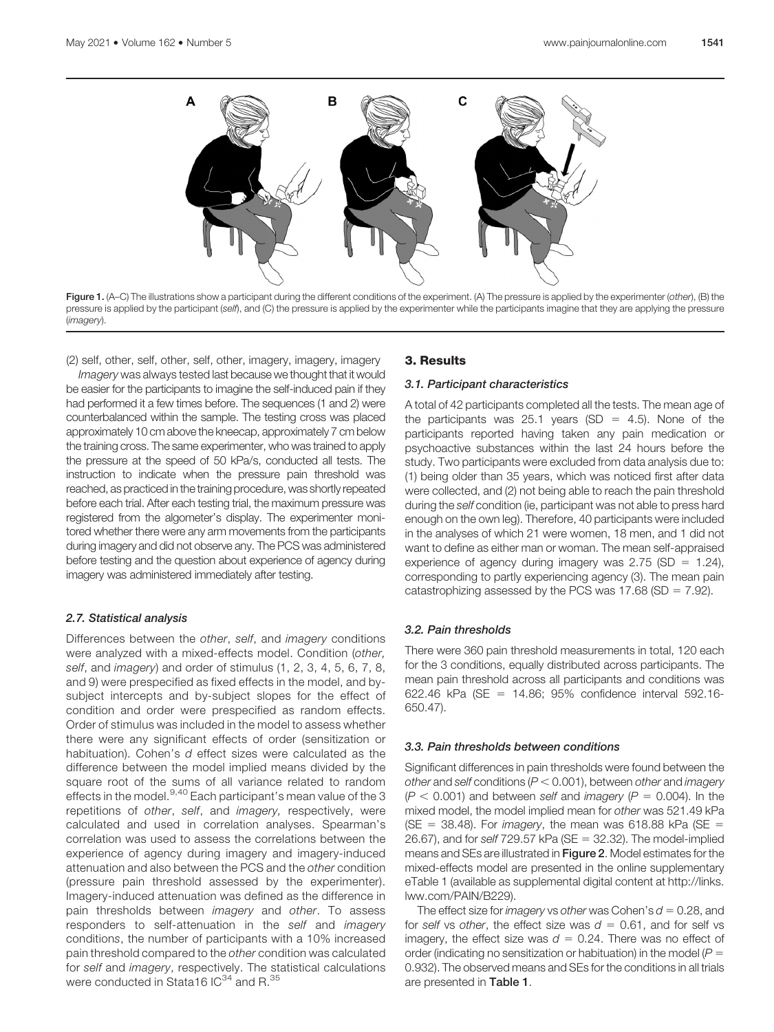Figure 1. (A–C) The illustrations show a participant during the different conditions of the experiment. (A) The pressure is applied by the experimenter (*other*), (B) the pressure is applied by the participant (*self*), and (C) the pressure is applied by the experimenter while the participants imagine that they are applying the pressure (*imagery*).

(2) self, other, self, other, self, other, imagery, imagery, imagery

*Imagery* was always tested last because we thought that it would be easier for the participants to imagine the self-induced pain if they had performed it a few times before. The sequences (1 and 2) were counterbalanced within the sample. The testing cross was placed approximately 10 cm above the kneecap, approximately 7 cm below the training cross. The same experimenter, who was trained to apply the pressure at the speed of 50 kPa/s, conducted all tests. The instruction to indicate when the pressure pain threshold was reached, as practiced in the training procedure, was shortly repeated before each trial. After each testing trial, the maximum pressure was registered from the algometer's display. The experimenter monitored whether there were any arm movements from the participants during imagery and did not observe any. The PCS was administered before testing and the question about experience of agency during imagery was administered immediately after testing.

### 2.7. Statistical analysis

Differences between the *other*, *self*, and *imagery* conditions were analyzed with a mixed-effects model. Condition (*other*, *self*, and *imagery*) and order of stimulus (1, 2, 3, 4, 5, 6, 7, 8, and 9) were prespecified as fixed effects in the model, and by-subject intercepts and by-subject slopes for the effect of condition and order were prespecified as random effects. Order of stimulus was included in the model to assess whether there were any significant effects of order (sensitization or habituation). Cohen's $d$ effect sizes were calculated as the difference between the model implied means divided by the square root of the sums of all variance related to random effects in the model.[9,40] Each participant's mean value of the 3 repetitions of *other*, *self*, and *imagery,* respectively, were calculated and used in correlation analyses. Spearman's correlation was used to assess the correlations between the experience of agency during imagery and imagery-induced attenuation and also between the PCS and the *other* condition (pressure pain threshold assessed by the experimenter). Imagery-induced attenuation was defined as the difference in pain thresholds between *imagery* and *other*. To assess responders to self-attenuation in the *self* and *imagery* conditions, the number of participants with a 10% increased pain threshold compared to the *other* condition was calculated for *self* and *imagery*, respectively. The statistical calculations were conducted in Stata16 IC[34] and R.[35]

## 3. Results

### 3.1. Participant characteristics

A total of 42 participants completed all the tests. The mean age of the participants was 25.1 years (SD = 4.5). None of the participants reported having taken any pain medication or psychoactive substances within the last 24 hours before the study. Two participants were excluded from data analysis due to: (1) being older than 35 years, which was noticed first after data were collected, and (2) not being able to reach the pain threshold during the *self* condition (ie, participant was not able to press hard enough on the own leg). Therefore, 40 participants were included in the analyses of which 21 were women, 18 men, and 1 did not want to define as either man or woman. The mean self-appraised experience of agency during imagery was 2.75 (SD = 1.24), corresponding to partly experiencing agency (3). The mean pain catastrophizing assessed by the PCS was 17.68 (SD = 7.92).

### 3.2. Pain thresholds

There were 360 pain threshold measurements in total, 120 each for the 3 conditions, equally distributed across participants. The mean pain threshold across all participants and conditions was 622.46 kPa (SE = 14.86; 95% confidence interval 592.16-650.47).

### 3.3. Pain thresholds between conditions

Significant differences in pain thresholds were found between the *other* and *self* conditions ($P < 0.001$), between *other* and *imagery* ($P < 0.001$) and between *self* and *imagery* ($P = 0.004$). In the mixed model, the model implied mean for *other* was 521.49 kPa (SE = 38.48). For *imagery*, the mean was 618.88 kPa (SE = 26.67), and for *self* 729.57 kPa (SE = 32.32). The model-implied means and SEs are illustrated in **Figure 2**. Model estimates for the mixed-effects model are presented in the online supplementary eTable 1 (available as supplemental digital content at http://links.lww.com/PAIN/B229).

The effect size for *imagery* vs *other* was Cohen's $d = 0.28$, and for *self* vs *other*, the effect size was $d = 0.61$, and for self vs imagery, the effect size was $d = 0.24$. There was no effect of order (indicating no sensitization or habituation) in the model ($P = 0.932$). The observed means and SEs for the conditions in all trials are presented in **Table 1**.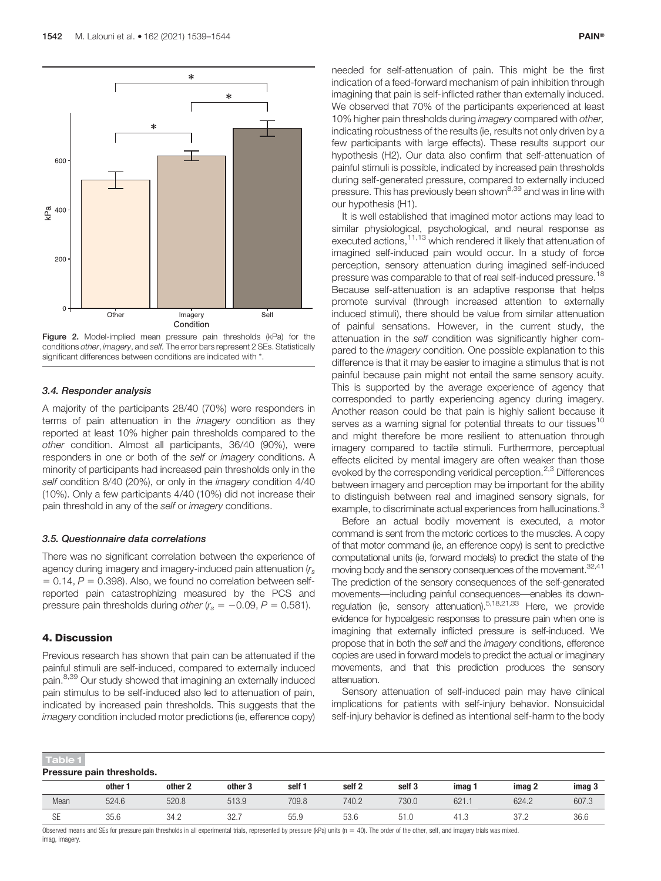Figure 2. Model-implied mean pressure pain thresholds (kPa) for the conditions *other*, *imagery*, and *self*. The error bars represent 2 SEs. Statistically significant differences between conditions are indicated with *.

### 3.4. Responder analysis

A majority of the participants 28/40 (70%) were responders in terms of pain attenuation in the *imagery* condition as they reported at least 10% higher pain thresholds compared to the *other* condition. Almost all participants, 36/40 (90%), were responders in one or both of the *self* or *imagery* conditions. A minority of participants had increased pain thresholds only in the *self* condition 8/40 (20%), or only in the *imagery* condition 4/40 (10%). Only a few participants 4/40 (10%) did not increase their pain threshold in any of the *self* or *imagery* conditions.

### 3.5. Questionnaire data correlations

There was no significant correlation between the experience of agency during imagery and imagery-induced pain attenuation ($r_s = 0.14$, $P = 0.398$). Also, we found no correlation between self-reported pain catastrophizing measured by the PCS and pressure pain thresholds during *other* ($r_s = -0.09$, $P = 0.581$).

## 4. Discussion

Previous research has shown that pain can be attenuated if the painful stimuli are self-induced, compared to externally induced pain.[8,39] Our study showed that imagining an externally induced pain stimulus to be self-induced also led to attenuation of pain, indicated by increased pain thresholds. This suggests that the *imagery* condition included motor predictions (ie, efference copy) needed for self-attenuation of pain. This might be the first indication of a feed-forward mechanism of pain inhibition through imagining that pain is self-inflicted rather than externally induced. We observed that 70% of the participants experienced at least 10% higher pain thresholds during *imagery* compared with *other,* indicating robustness of the results (ie, results not only driven by a few participants with large effects). These results support our hypothesis (H2). Our data also confirm that self-attenuation of painful stimuli is possible, indicated by increased pain thresholds during self-generated pressure, compared to externally induced pressure. This has previously been shown[8,39] and was in line with our hypothesis (H1).

It is well established that imagined motor actions may lead to similar physiological, psychological, and neural response as executed actions,[11,13] which rendered it likely that attenuation of imagined self-induced pain would occur. In a study of force perception, sensory attenuation during imagined self-induced pressure was comparable to that of real self-induced pressure.[18] Because self-attenuation is an adaptive response that helps promote survival (through increased attention to externally induced stimuli), there should be value from similar attenuation of painful sensations. However, in the current study, the attenuation in the *self* condition was significantly higher compared to the *imagery* condition. One possible explanation to this difference is that it may be easier to imagine a stimulus that is not painful because pain might not entail the same sensory acuity. This is supported by the average experience of agency that corresponded to partly experiencing agency during imagery. Another reason could be that pain is highly salient because it serves as a warning signal for potential threats to our tissues[10] and might therefore be more resilient to attenuation through imagery compared to tactile stimuli. Furthermore, perceptual effects elicited by mental imagery are often weaker than those evoked by the corresponding veridical perception.[2,3] Differences between imagery and perception may be important for the ability to distinguish between real and imagined sensory signals, for example, to discriminate actual experiences from hallucinations.[3]

Before an actual bodily movement is executed, a motor command is sent from the motoric cortices to the muscles. A copy of that motor command (ie, an efference copy) is sent to predictive computational units (ie, forward models) to predict the state of the moving body and the sensory consequences of the movement.[32,41] The prediction of the sensory consequences of the self-generated movements—including painful consequences—enables its down-regulation (ie, sensory attenuation).[5,18,21,33] Here, we provide evidence for hypoalgesic responses to pressure pain when one is imagining that externally inflicted pressure is self-induced. We propose that in both the *self* and the *imagery* conditions, efference copies are used in forward models to predict the actual or imaginary movements, and that this prediction produces the sensory attenuation.

Sensory attenuation of self-induced pain may have clinical implications for patients with self-injury behavior. Nonsuicidal self-injury behavior is defined as intentional self-harm to the body

**Table 1**

**Pressure pain thresholds.**

| | other 1 | other 2 | other 3 | self 1 | self 2 | self 3 | imag 1 | imag 2 | imag 3 |
|---|---|---|---|---|---|---|---|---|---|
| Mean | 524.6 | 520.8 | 513.9 | 709.8 | 740.2 | 730.0 | 621.1 | 624.2 | 607.3 |
| SE | 35.6 | 34.2 | 32.7 | 55.9 | 53.6 | 51.0 | 41.3 | 37.2 | 36.6 |

Observed means and SEs for pressure pain thresholds in all experimental trials, represented by pressure (kPa) units ($n = 40$). The order of the other, self, and imagery trials was mixed.
imag, imagery.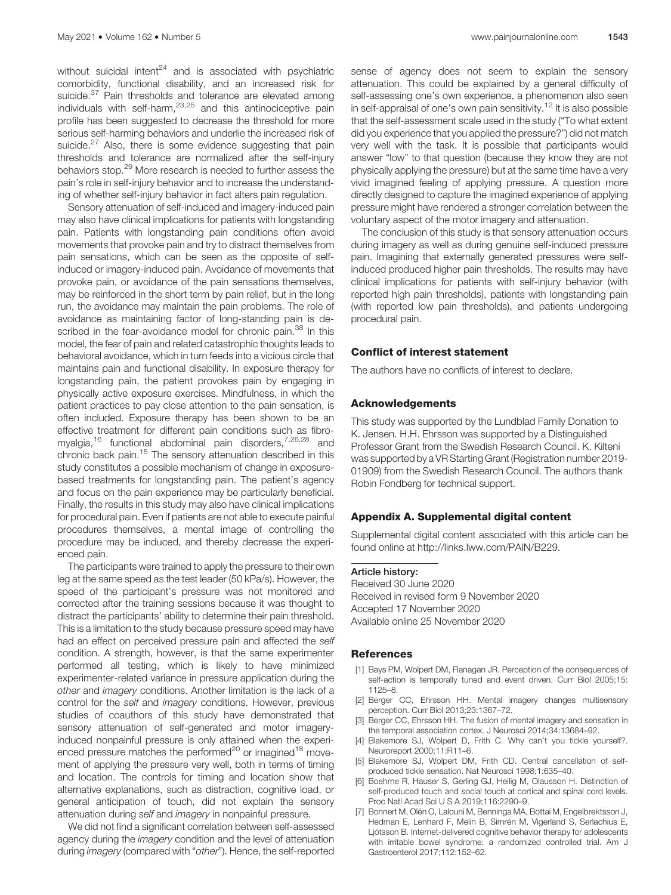without suicidal intent[24] and is associated with psychiatric comorbidity, functional disability, and an increased risk for suicide.[37] Pain thresholds and tolerance are elevated among individuals with self-harm,[23,25] and this antinociceptive pain profile has been suggested to decrease the threshold for more serious self-harming behaviors and underlie the increased risk of suicide.[27] Also, there is some evidence suggesting that pain thresholds and tolerance are normalized after the self-injury behaviors stop.[29] More research is needed to further assess the pain's role in self-injury behavior and to increase the understanding of whether self-injury behavior in fact alters pain regulation.

Sensory attenuation of self-induced and imagery-induced pain may also have clinical implications for patients with longstanding pain. Patients with longstanding pain conditions often avoid movements that provoke pain and try to distract themselves from pain sensations, which can be seen as the opposite of self-induced or imagery-induced pain. Avoidance of movements that provoke pain, or avoidance of the pain sensations themselves, may be reinforced in the short term by pain relief, but in the long run, the avoidance may maintain the pain problems. The role of avoidance as maintaining factor of long-standing pain is described in the fear-avoidance model for chronic pain.[38] In this model, the fear of pain and related catastrophic thoughts leads to behavioral avoidance, which in turn feeds into a vicious circle that maintains pain and functional disability. In exposure therapy for longstanding pain, the patient provokes pain by engaging in physically active exposure exercises. Mindfulness, in which the patient practices to pay close attention to the pain sensation, is often included. Exposure therapy has been shown to be an effective treatment for different pain conditions such as fibromyalgia,[16] functional abdominal pain disorders,[7,26,28] and chronic back pain.[15] The sensory attenuation described in this study constitutes a possible mechanism of change in exposure-based treatments for longstanding pain. The patient's agency and focus on the pain experience may be particularly beneficial. Finally, the results in this study may also have clinical implications for procedural pain. Even if patients are not able to execute painful procedures themselves, a mental image of controlling the procedure may be induced, and thereby decrease the experienced pain.

The participants were trained to apply the pressure to their own leg at the same speed as the test leader (50 kPa/s). However, the speed of the participant's pressure was not monitored and corrected after the training sessions because it was thought to distract the participants' ability to determine their pain threshold. This is a limitation to the study because pressure speed may have had an effect on perceived pressure pain and affected the *self* condition. A strength, however, is that the same experimenter performed all testing, which is likely to have minimized experimenter-related variance in pressure application during the *other* and *imagery* conditions. Another limitation is the lack of a control for the *self* and *imagery* conditions. However, previous studies of coauthors of this study have demonstrated that sensory attenuation of self-generated and motor imagery-induced nonpainful pressure is only attained when the experienced pressure matches the performed[20] or imagined[18] movement of applying the pressure very well, both in terms of timing and location. The controls for timing and location show that alternative explanations, such as distraction, cognitive load, or general anticipation of touch, did not explain the sensory attenuation during *self* and *imagery* in nonpainful pressure.

We did not find a significant correlation between self-assessed agency during the *imagery* condition and the level of attenuation during *imagery* (compared with "*other*"). Hence, the self-reported sense of agency does not seem to explain the sensory attenuation. This could be explained by a general difficulty of self-assessing one's own experience, a phenomenon also seen in self-appraisal of one's own pain sensitivity.[12] It is also possible that the self-assessment scale used in the study ("To what extent did you experience that you applied the pressure?") did not match very well with the task. It is possible that participants would answer "low" to that question (because they know they are not physically applying the pressure) but at the same time have a very vivid imagined feeling of applying pressure. A question more directly designed to capture the imagined experience of applying pressure might have rendered a stronger correlation between the voluntary aspect of the motor imagery and attenuation.

The conclusion of this study is that sensory attenuation occurs during imagery as well as during genuine self-induced pressure pain. Imagining that externally generated pressures were self-induced produced higher pain thresholds. The results may have clinical implications for patients with self-injury behavior (with reported high pain thresholds), patients with longstanding pain (with reported low pain thresholds), and patients undergoing procedural pain.

## Conflict of interest statement

The authors have no conflicts of interest to declare.

## Acknowledgements

This study was supported by the Lundblad Family Donation to K. Jensen. H.H. Ehrsson was supported by a Distinguished Professor Grant from the Swedish Research Council. K. Kilteni was supported by a VR Starting Grant (Registration number 2019-01909) from the Swedish Research Council. The authors thank Robin Fondberg for technical support.

## Appendix A. Supplemental digital content

Supplemental digital content associated with this article can be found online at http://links.lww.com/PAIN/B229.

**Article history:**
Received 30 June 2020
Received in revised form 9 November 2020
Accepted 17 November 2020
Available online 25 November 2020

## References

[1] Bays PM, Wolpert DM, Flanagan JR. Perception of the consequences of self-action is temporally tuned and event driven. Curr Biol 2005;15:1125–8.

[2] Berger CC, Ehrsson HH. Mental imagery changes multisensory perception. Curr Biol 2013;23:1367–72.

[3] Berger CC, Ehrsson HH. The fusion of mental imagery and sensation in the temporal association cortex. J Neurosci 2014;34:13684–92.

[4] Blakemore SJ, Wolpert D, Frith C. Why can't you tickle yourself?. Neuroreport 2000;11:R11–6.

[5] Blakemore SJ, Wolpert DM, Frith CD. Central cancellation of self-produced tickle sensation. Nat Neurosci 1998;1:635–40.

[6] Boehme R, Hauser S, Gerling GJ, Heilig M, Olausson H. Distinction of self-produced touch and social touch at cortical and spinal cord levels. Proc Natl Acad Sci U S A 2019;116:2290–9.

[7] Bonnert M, Olén O, Lalouni M, Benninga MA, Bottai M, Engelbrektsson J, Hedman E, Lenhard F, Melin B, Simrén M, Vigerland S, Serlachius E, Ljótsson B. Internet-delivered cognitive behavior therapy for adolescents with irritable bowel syndrome: a randomized controlled trial. Am J Gastroenterol 2017;112:152–62.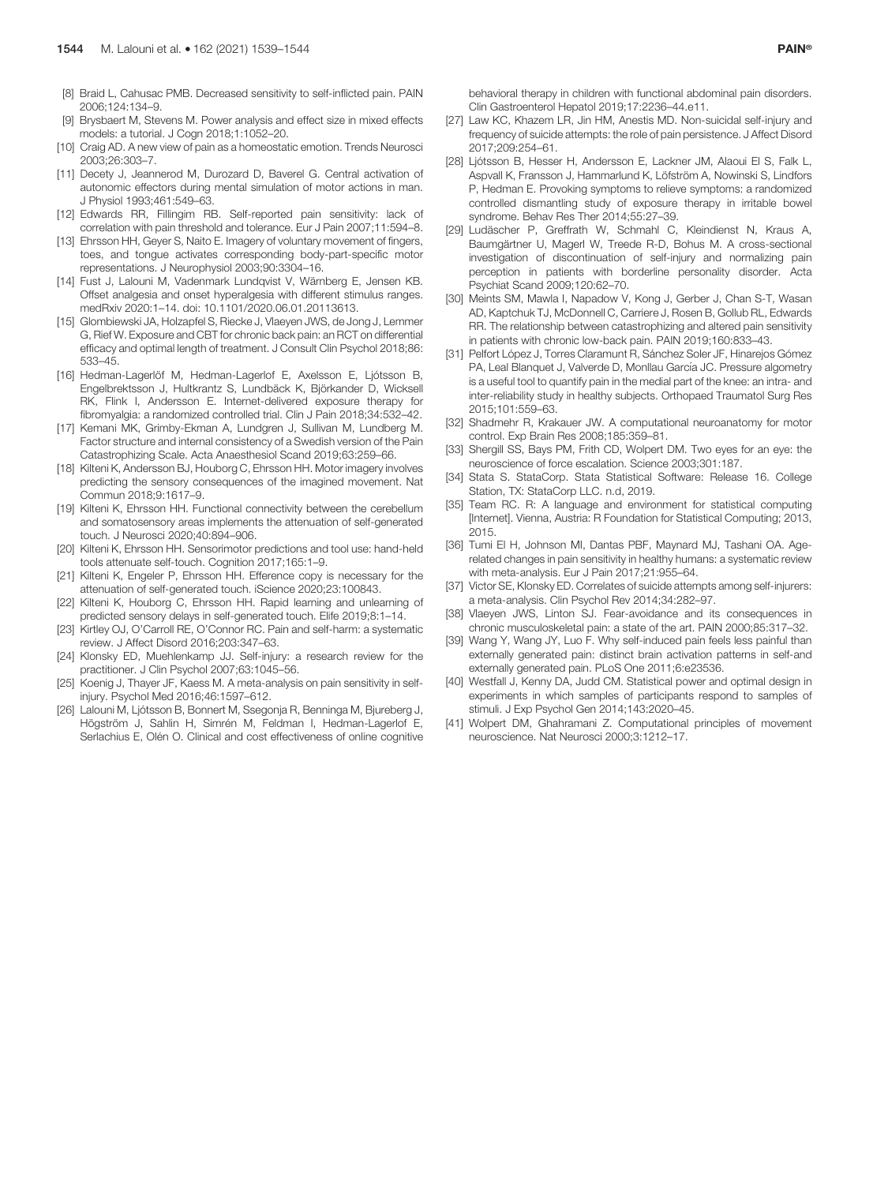[8] Braid L, Cahusac PMB. Decreased sensitivity to self-inflicted pain. PAIN 2006;124:134–9.

[9] Brysbaert M, Stevens M. Power analysis and effect size in mixed effects models: a tutorial. J Cogn 2018;1:1052–20.

[10] Craig AD. A new view of pain as a homeostatic emotion. Trends Neurosci 2003;26:303–7.

[11] Decety J, Jeannerod M, Durozard D, Baverel G. Central activation of autonomic effectors during mental simulation of motor actions in man. J Physiol 1993;461:549–63.

[12] Edwards RR, Fillingim RB. Self-reported pain sensitivity: lack of correlation with pain threshold and tolerance. Eur J Pain 2007;11:594–8.

[13] Ehrsson HH, Geyer S, Naito E. Imagery of voluntary movement of fingers, toes, and tongue activates corresponding body-part-specific motor representations. J Neurophysiol 2003;90:3304–16.

[14] Fust J, Lalouni M, Vadenmark Lundqvist V, Wärnberg E, Jensen KB. Offset analgesia and onset hyperalgesia with different stimulus ranges. medRxiv 2020:1–14. doi: 10.1101/2020.06.01.20113613.

[15] Glombiewski JA, Holzapfel S, Riecke J, Vlaeyen JWS, de Jong J, Lemmer G, Rief W. Exposure and CBT for chronic back pain: an RCT on differential efficacy and optimal length of treatment. J Consult Clin Psychol 2018;86:533–45.

[16] Hedman-Lagerlöf M, Hedman-Lagerlof E, Axelsson E, Ljótsson B, Engelbrektsson J, Hultkrantz S, Lundbäck K, Björkander D, Wicksell RK, Flink I, Andersson E. Internet-delivered exposure therapy for fibromyalgia: a randomized controlled trial. Clin J Pain 2018;34:532–42.

[17] Kemani MK, Grimby-Ekman A, Lundgren J, Sullivan M, Lundberg M. Factor structure and internal consistency of a Swedish version of the Pain Catastrophizing Scale. Acta Anaesthesiol Scand 2019;63:259–66.

[18] Kilteni K, Andersson BJ, Houborg C, Ehrsson HH. Motor imagery involves predicting the sensory consequences of the imagined movement. Nat Commun 2018;9:1617–9.

[19] Kilteni K, Ehrsson HH. Functional connectivity between the cerebellum and somatosensory areas implements the attenuation of self-generated touch. J Neurosci 2020;40:894–906.

[20] Kilteni K, Ehrsson HH. Sensorimotor predictions and tool use: hand-held tools attenuate self-touch. Cognition 2017;165:1–9.

[21] Kilteni K, Engeler P, Ehrsson HH. Efference copy is necessary for the attenuation of self-generated touch. iScience 2020;23:100843.

[22] Kilteni K, Houborg C, Ehrsson HH. Rapid learning and unlearning of predicted sensory delays in self-generated touch. Elife 2019;8:1–14.

[23] Kirtley OJ, O'Carroll RE, O'Connor RC. Pain and self-harm: a systematic review. J Affect Disord 2016;203:347–63.

[24] Klonsky ED, Muehlenkamp JJ. Self-injury: a research review for the practitioner. J Clin Psychol 2007;63:1045–56.

[25] Koenig J, Thayer JF, Kaess M. A meta-analysis on pain sensitivity in self-injury. Psychol Med 2016;46:1597–612.

[26] Lalouni M, Ljótsson B, Bonnert M, Ssegonja R, Benninga M, Bjureberg J, Högström J, Sahlin H, Simrén M, Feldman I, Hedman-Lagerlof E, Serlachius E, Olén O. Clinical and cost effectiveness of online cognitive behavioral therapy in children with functional abdominal pain disorders. Clin Gastroenterol Hepatol 2019;17:2236–44.e11.

[27] Law KC, Khazem LR, Jin HM, Anestis MD. Non-suicidal self-injury and frequency of suicide attempts: the role of pain persistence. J Affect Disord 2017;209:254–61.

[28] Ljótsson B, Hesser H, Andersson E, Lackner JM, Alaoui El S, Falk L, Aspvall K, Fransson J, Hammarlund K, Löfström A, Nowinski S, Lindfors P, Hedman E. Provoking symptoms to relieve symptoms: a randomized controlled dismantling study of exposure therapy in irritable bowel syndrome. Behav Res Ther 2014;55:27–39.

[29] Ludäscher P, Greffrath W, Schmahl C, Kleindienst N, Kraus A, Baumgärtner U, Magerl W, Treede R-D, Bohus M. A cross-sectional investigation of discontinuation of self-injury and normalizing pain perception in patients with borderline personality disorder. Acta Psychiat Scand 2009;120:62–70.

[30] Meints SM, Mawla I, Napadow V, Kong J, Gerber J, Chan S-T, Wasan AD, Kaptchuk TJ, McDonnell C, Carriere J, Rosen B, Gollub RL, Edwards RR. The relationship between catastrophizing and altered pain sensitivity in patients with chronic low-back pain. PAIN 2019;160:833–43.

[31] Pelfort López J, Torres Claramunt R, Sánchez Soler JF, Hinarejos Gómez PA, Leal Blanquet J, Valverde D, Monllau García JC. Pressure algometry is a useful tool to quantify pain in the medial part of the knee: an intra- and inter-reliability study in healthy subjects. Orthopaed Traumatol Surg Res 2015;101:559–63.

[32] Shadmehr R, Krakauer JW. A computational neuroanatomy for motor control. Exp Brain Res 2008;185:359–81.

[33] Shergill SS, Bays PM, Frith CD, Wolpert DM. Two eyes for an eye: the neuroscience of force escalation. Science 2003;301:187.

[34] Stata S. StataCorp. Stata Statistical Software: Release 16. College Station, TX: StataCorp LLC. n.d, 2019.

[35] Team RC. R: A language and environment for statistical computing [Internet]. Vienna, Austria: R Foundation for Statistical Computing; 2013, 2015.

[36] Tumi El H, Johnson MI, Dantas PBF, Maynard MJ, Tashani OA. Age-related changes in pain sensitivity in healthy humans: a systematic review with meta-analysis. Eur J Pain 2017;21:955–64.

[37] Victor SE, Klonsky ED. Correlates of suicide attempts among self-injurers: a meta-analysis. Clin Psychol Rev 2014;34:282–97.

[38] Vlaeyen JWS, Linton SJ. Fear-avoidance and its consequences in chronic musculoskeletal pain: a state of the art. PAIN 2000;85:317–32.

[39] Wang Y, Wang JY, Luo F. Why self-induced pain feels less painful than externally generated pain: distinct brain activation patterns in self-and externally generated pain. PLoS One 2011;6:e23536.

[40] Westfall J, Kenny DA, Judd CM. Statistical power and optimal design in experiments in which samples of participants respond to samples of stimuli. J Exp Psychol Gen 2014;143:2020–45.

[41] Wolpert DM, Ghahramani Z. Computational principles of movement neuroscience. Nat Neurosci 2000;3:1212–17.